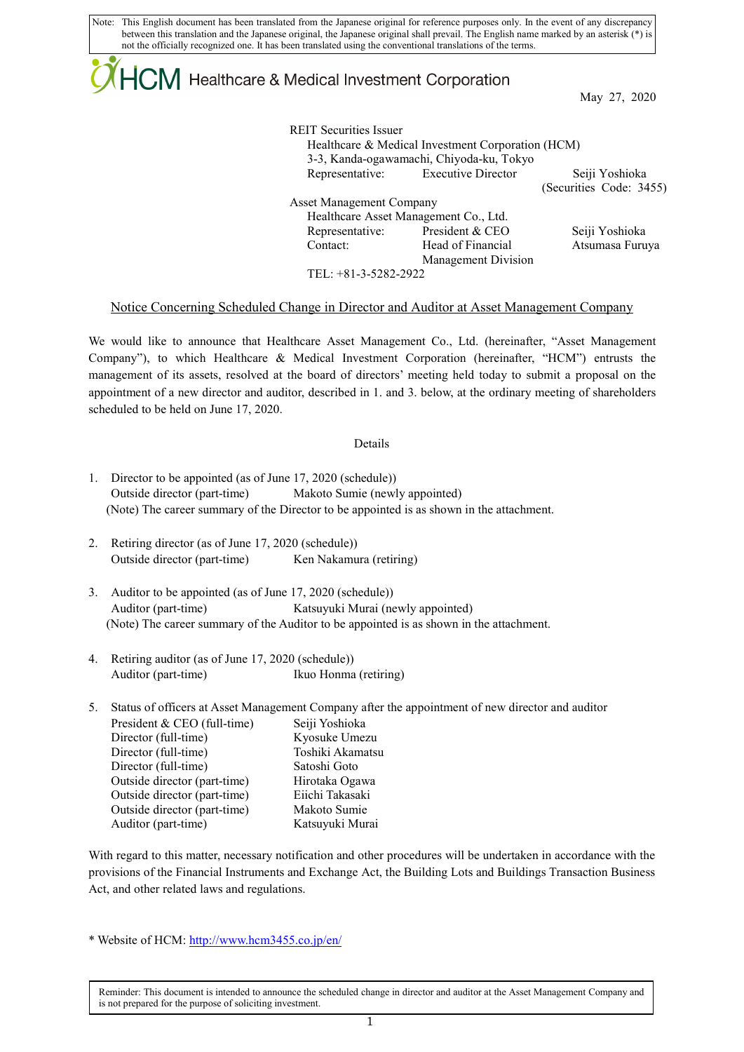Note: This English document has been translated from the Japanese original for reference purposes only. In the event of any discrepancy between this translation and the Japanese original, the Japanese original shall prevail. The English name marked by an asterisk (*) is not the officially recognized one. It has been translated using the conventional translations of the terms.

HCM Healthcare & Medical Investment Corporation

May 27, 2020

REIT Securities Issuer
Healthcare & Medical Investment Corporation (HCM)
3-3, Kanda-ogawamachi, Chiyoda-ku, Tokyo
Representative: Executive Director Seiji Yoshioka
(Securities Code: 3455)

Asset Management Company
Healthcare Asset Management Co., Ltd.
Representative: President & CEO Seiji Yoshioka
Contact: Head of Financial Management Division Atsumasa Furuya
TEL: +81-3-5282-2922

## Notice Concerning Scheduled Change in Director and Auditor at Asset Management Company

We would like to announce that Healthcare Asset Management Co., Ltd. (hereinafter, "Asset Management Company"), to which Healthcare & Medical Investment Corporation (hereinafter, "HCM") entrusts the management of its assets, resolved at the board of directors' meeting held today to submit a proposal on the appointment of a new director and auditor, described in 1. and 3. below, at the ordinary meeting of shareholders scheduled to be held on June 17, 2020.

Details

1. Director to be appointed (as of June 17, 2020 (schedule))
   Outside director (part-time) Makoto Sumie (newly appointed)
   (Note) The career summary of the Director to be appointed is as shown in the attachment.

2. Retiring director (as of June 17, 2020 (schedule))
   Outside director (part-time) Ken Nakamura (retiring)

3. Auditor to be appointed (as of June 17, 2020 (schedule))
   Auditor (part-time) Katsuyuki Murai (newly appointed)
   (Note) The career summary of the Auditor to be appointed is as shown in the attachment.

4. Retiring auditor (as of June 17, 2020 (schedule))
   Auditor (part-time) Ikuo Honma (retiring)

5. Status of officers at Asset Management Company after the appointment of new director and auditor

| | |
|---|---|
| President & CEO (full-time) | Seiji Yoshioka |
| Director (full-time) | Kyosuke Umezu |
| Director (full-time) | Toshiki Akamatsu |
| Director (full-time) | Satoshi Goto |
| Outside director (part-time) | Hirotaka Ogawa |
| Outside director (part-time) | Eiichi Takasaki |
| Outside director (part-time) | Makoto Sumie |
| Auditor (part-time) | Katsuyuki Murai |

With regard to this matter, necessary notification and other procedures will be undertaken in accordance with the provisions of the Financial Instruments and Exchange Act, the Building Lots and Buildings Transaction Business Act, and other related laws and regulations.

* Website of HCM: http://www.hcm3455.co.jp/en/

Reminder: This document is intended to announce the scheduled change in director and auditor at the Asset Management Company and is not prepared for the purpose of soliciting investment.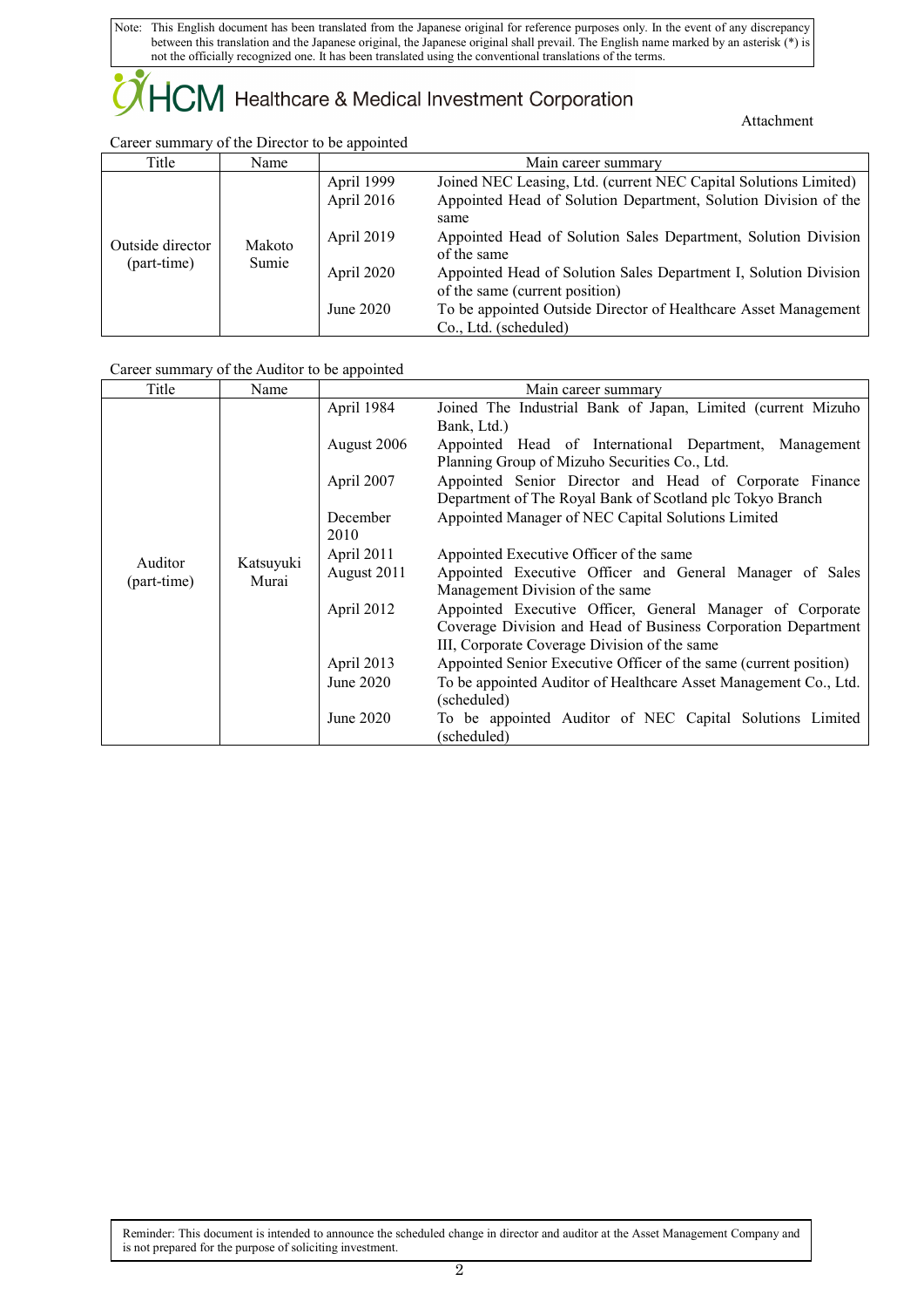Note: This English document has been translated from the Japanese original for reference purposes only. In the event of any discrepancy between this translation and the Japanese original, the Japanese original shall prevail. The English name marked by an asterisk (*) is not the officially recognized one. It has been translated using the conventional translations of the terms.

HCM Healthcare & Medical Investment Corporation

Attachment

Career summary of the Director to be appointed

| Title | Name | Main career summary | |
|---|---|---|---|
| Outside director (part-time) | Makoto Sumie | April 1999 | Joined NEC Leasing, Ltd. (current NEC Capital Solutions Limited) |
| | | April 2016 | Appointed Head of Solution Department, Solution Division of the same |
| | | April 2019 | Appointed Head of Solution Sales Department, Solution Division of the same |
| | | April 2020 | Appointed Head of Solution Sales Department I, Solution Division of the same (current position) |
| | | June 2020 | To be appointed Outside Director of Healthcare Asset Management Co., Ltd. (scheduled) |

Career summary of the Auditor to be appointed

| Title | Name | Main career summary | |
|---|---|---|---|
| Auditor (part-time) | Katsuyuki Murai | April 1984 | Joined The Industrial Bank of Japan, Limited (current Mizuho Bank, Ltd.) |
| | | August 2006 | Appointed Head of International Department, Management Planning Group of Mizuho Securities Co., Ltd. |
| | | April 2007 | Appointed Senior Director and Head of Corporate Finance Department of The Royal Bank of Scotland plc Tokyo Branch |
| | | December 2010 | Appointed Manager of NEC Capital Solutions Limited |
| | | April 2011 | Appointed Executive Officer of the same |
| | | August 2011 | Appointed Executive Officer and General Manager of Sales Management Division of the same |
| | | April 2012 | Appointed Executive Officer, General Manager of Corporate Coverage Division and Head of Business Corporation Department III, Corporate Coverage Division of the same |
| | | April 2013 | Appointed Senior Executive Officer of the same (current position) |
| | | June 2020 | To be appointed Auditor of Healthcare Asset Management Co., Ltd. (scheduled) |
| | | June 2020 | To be appointed Auditor of NEC Capital Solutions Limited (scheduled) |

Reminder: This document is intended to announce the scheduled change in director and auditor at the Asset Management Company and is not prepared for the purpose of soliciting investment.